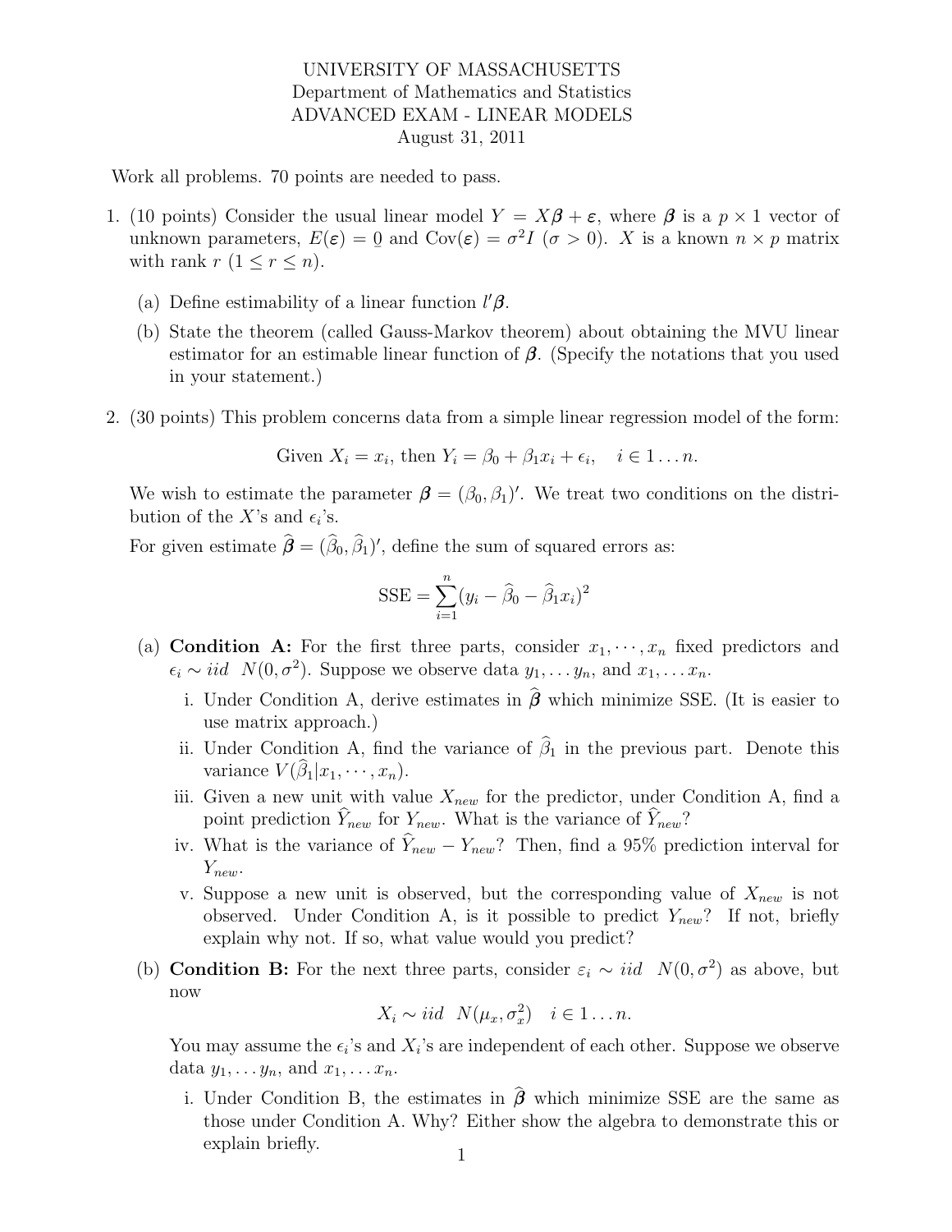UNIVERSITY OF MASSACHUSETTS
Department of Mathematics and Statistics
ADVANCED EXAM - LINEAR MODELS
August 31, 2011

Work all problems. 70 points are needed to pass.

1. (10 points) Consider the usual linear model $Y = X\boldsymbol{\beta} + \boldsymbol{\varepsilon}$, where $\boldsymbol{\beta}$ is a $p \times 1$ vector of unknown parameters, $E(\boldsymbol{\varepsilon}) = \underset{\sim}{0}$ and $\text{Cov}(\boldsymbol{\varepsilon}) = \sigma^2 I$ ($\sigma > 0$). $X$ is a known $n \times p$ matrix with rank $r$ ($1 \leq r \leq n$).

   (a) Define estimability of a linear function $l'\boldsymbol{\beta}$.

   (b) State the theorem (called Gauss-Markov theorem) about obtaining the MVU linear estimator for an estimable linear function of $\boldsymbol{\beta}$. (Specify the notations that you used in your statement.)

2. (30 points) This problem concerns data from a simple linear regression model of the form:

$$\text{Given } X_i = x_i, \text{ then } Y_i = \beta_0 + \beta_1 x_i + \epsilon_i, \quad i \in 1 \ldots n.$$

   We wish to estimate the parameter $\boldsymbol{\beta} = (\beta_0, \beta_1)'$. We treat two conditions on the distribution of the $X$'s and $\epsilon_i$'s.

   For given estimate $\widehat{\boldsymbol{\beta}} = (\widehat{\beta}_0, \widehat{\beta}_1)'$, define the sum of squared errors as:

$$\text{SSE} = \sum_{i=1}^{n} (y_i - \widehat{\beta}_0 - \widehat{\beta}_1 x_i)^2$$

   (a) **Condition A:** For the first three parts, consider $x_1, \cdots, x_n$ fixed predictors and $\epsilon_i \sim iid \;\; N(0, \sigma^2)$. Suppose we observe data $y_1, \ldots y_n$, and $x_1, \ldots x_n$.

      i. Under Condition A, derive estimates in $\widehat{\boldsymbol{\beta}}$ which minimize SSE. (It is easier to use matrix approach.)

      ii. Under Condition A, find the variance of $\widehat{\beta}_1$ in the previous part. Denote this variance $V(\widehat{\beta}_1 | x_1, \cdots, x_n)$.

      iii. Given a new unit with value $X_{new}$ for the predictor, under Condition A, find a point prediction $\widehat{Y}_{new}$ for $Y_{new}$. What is the variance of $\widehat{Y}_{new}$?

      iv. What is the variance of $\widehat{Y}_{new} - Y_{new}$? Then, find a 95% prediction interval for $Y_{new}$.

      v. Suppose a new unit is observed, but the corresponding value of $X_{new}$ is not observed. Under Condition A, is it possible to predict $Y_{new}$? If not, briefly explain why not. If so, what value would you predict?

   (b) **Condition B:** For the next three parts, consider $\varepsilon_i \sim iid \;\; N(0, \sigma^2)$ as above, but now

$$X_i \sim iid \;\; N(\mu_x, \sigma_x^2) \quad i \in 1 \ldots n.$$

   You may assume the $\epsilon_i$'s and $X_i$'s are independent of each other. Suppose we observe data $y_1, \ldots y_n$, and $x_1, \ldots x_n$.

      i. Under Condition B, the estimates in $\widehat{\boldsymbol{\beta}}$ which minimize SSE are the same as those under Condition A. Why? Either show the algebra to demonstrate this or explain briefly.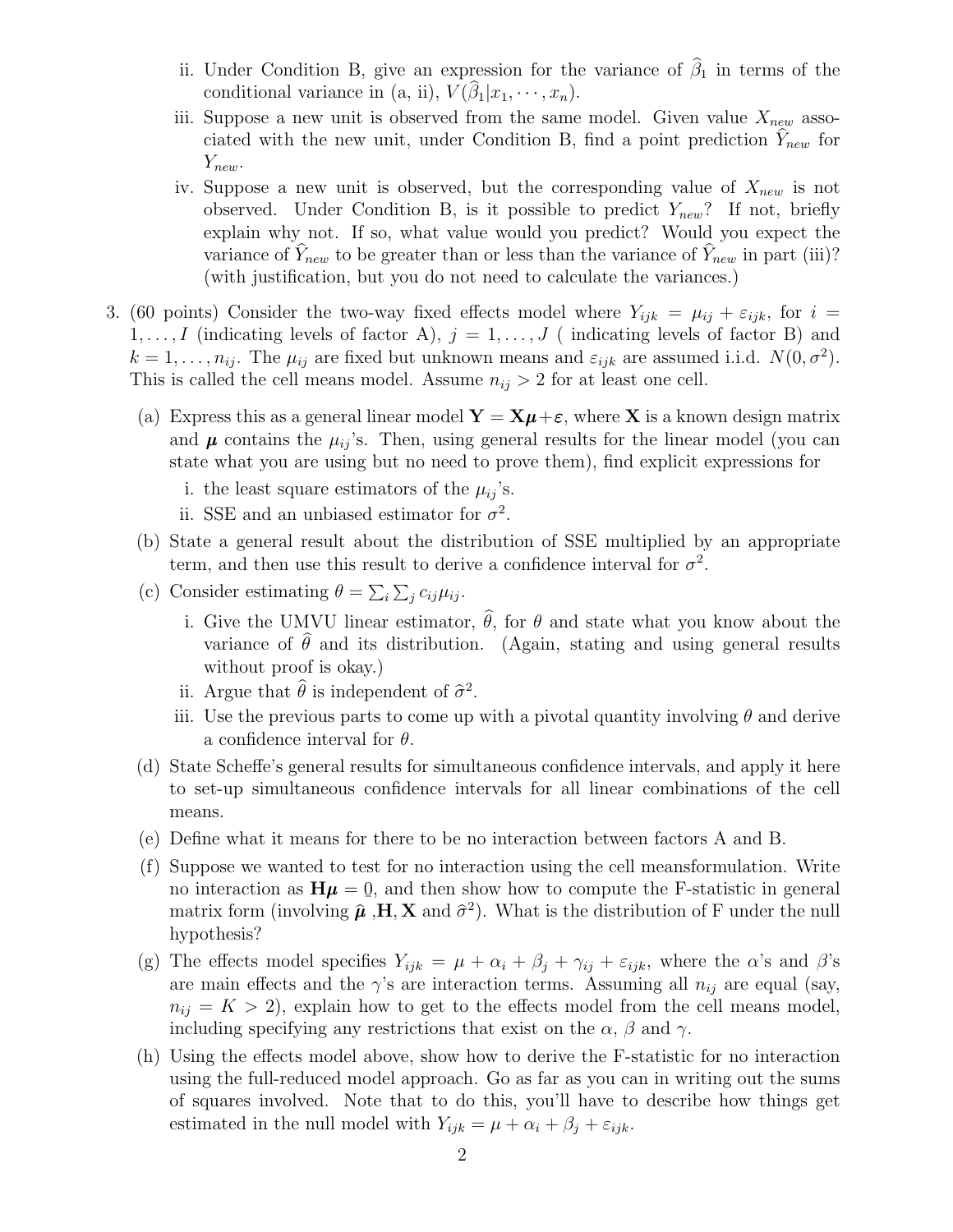ii. Under Condition B, give an expression for the variance of $\widehat{\beta}_1$ in terms of the conditional variance in (a, ii), $V(\widehat{\beta}_1|x_1, \cdots, x_n)$.

iii. Suppose a new unit is observed from the same model. Given value $X_{new}$ associated with the new unit, under Condition B, find a point prediction $\widehat{Y}_{new}$ for $Y_{new}$.

iv. Suppose a new unit is observed, but the corresponding value of $X_{new}$ is not observed. Under Condition B, is it possible to predict $Y_{new}$? If not, briefly explain why not. If so, what value would you predict? Would you expect the variance of $\widehat{Y}_{new}$ to be greater than or less than the variance of $\widehat{Y}_{new}$ in part (iii)? (with justification, but you do not need to calculate the variances.)

3. (60 points) Consider the two-way fixed effects model where $Y_{ijk} = \mu_{ij} + \varepsilon_{ijk}$, for $i = 1, \ldots, I$ (indicating levels of factor A), $j = 1, \ldots, J$ ( indicating levels of factor B) and $k = 1, \ldots, n_{ij}$. The $\mu_{ij}$ are fixed but unknown means and $\varepsilon_{ijk}$ are assumed i.i.d. $N(0, \sigma^2)$. This is called the cell means model. Assume $n_{ij} > 2$ for at least one cell.

   (a) Express this as a general linear model $\mathbf{Y} = \mathbf{X}\boldsymbol{\mu} + \boldsymbol{\varepsilon}$, where $\mathbf{X}$ is a known design matrix and $\boldsymbol{\mu}$ contains the $\mu_{ij}$'s. Then, using general results for the linear model (you can state what you are using but no need to prove them), find explicit expressions for

      i. the least square estimators of the $\mu_{ij}$'s.

      ii. SSE and an unbiased estimator for $\sigma^2$.

   (b) State a general result about the distribution of SSE multiplied by an appropriate term, and then use this result to derive a confidence interval for $\sigma^2$.

   (c) Consider estimating $\theta = \sum_i \sum_j c_{ij}\mu_{ij}$.

      i. Give the UMVU linear estimator, $\widehat{\theta}$, for $\theta$ and state what you know about the variance of $\widehat{\theta}$ and its distribution. (Again, stating and using general results without proof is okay.)

      ii. Argue that $\widehat{\theta}$ is independent of $\widehat{\sigma}^2$.

      iii. Use the previous parts to come up with a pivotal quantity involving $\theta$ and derive a confidence interval for $\theta$.

   (d) State Scheffe's general results for simultaneous confidence intervals, and apply it here to set-up simultaneous confidence intervals for all linear combinations of the cell means.

   (e) Define what it means for there to be no interaction between factors A and B.

   (f) Suppose we wanted to test for no interaction using the cell meansformulation. Write no interaction as $\mathbf{H}\boldsymbol{\mu} = \underline{0}$, and then show how to compute the F-statistic in general matrix form (involving $\widehat{\boldsymbol{\mu}}$ ,$\mathbf{H}, \mathbf{X}$ and $\widehat{\sigma}^2$). What is the distribution of F under the null hypothesis?

   (g) The effects model specifies $Y_{ijk} = \mu + \alpha_i + \beta_j + \gamma_{ij} + \varepsilon_{ijk}$, where the $\alpha$'s and $\beta$'s are main effects and the $\gamma$'s are interaction terms. Assuming all $n_{ij}$ are equal (say, $n_{ij} = K > 2$), explain how to get to the effects model from the cell means model, including specifying any restrictions that exist on the $\alpha$, $\beta$ and $\gamma$.

   (h) Using the effects model above, show how to derive the F-statistic for no interaction using the full-reduced model approach. Go as far as you can in writing out the sums of squares involved. Note that to do this, you'll have to describe how things get estimated in the null model with $Y_{ijk} = \mu + \alpha_i + \beta_j + \varepsilon_{ijk}$.